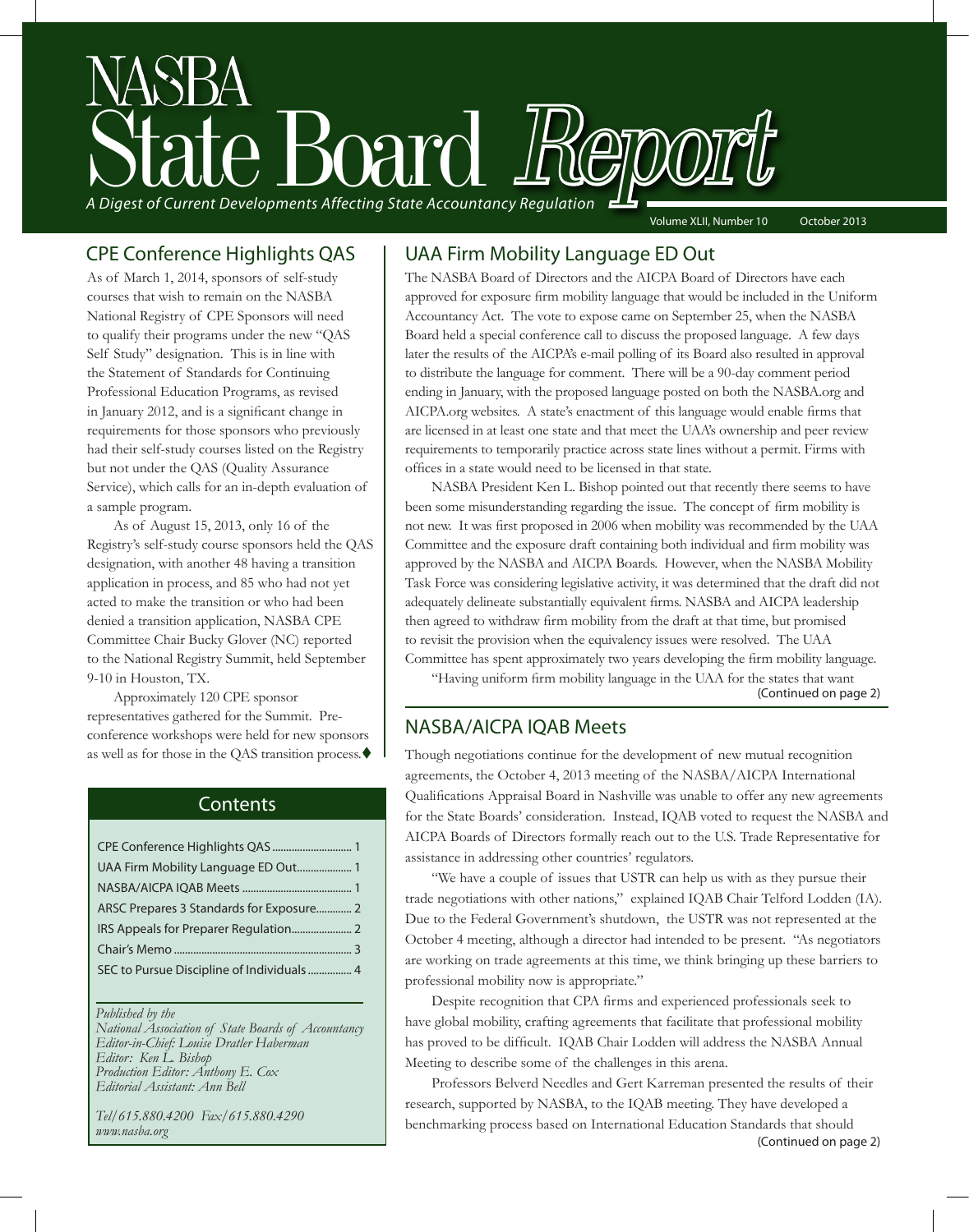# NASBA State Board *Report*

*A Digest of Current Developments Affecting State Accountancy Regulation*

Volume XLII, Number 10 October 2013

## CPE Conference Highlights QAS

As of March 1, 2014, sponsors of self-study courses that wish to remain on the NASBA National Registry of CPE Sponsors will need to qualify their programs under the new "QAS Self Study" designation. This is in line with the Statement of Standards for Continuing Professional Education Programs, as revised in January 2012, and is a significant change in requirements for those sponsors who previously had their self-study courses listed on the Registry but not under the QAS (Quality Assurance Service), which calls for an in-depth evaluation of a sample program.

As of August 15, 2013, only 16 of the Registry's self-study course sponsors held the QAS designation, with another 48 having a transition application in process, and 85 who had not yet acted to make the transition or who had been denied a transition application, NASBA CPE Committee Chair Bucky Glover (NC) reported to the National Registry Summit, held September 9-10 in Houston, TX.

Approximately 120 CPE sponsor representatives gathered for the Summit. Pre-conference workshops were held for new sponsors as well as for those in the QAS transition process.♦

## Contents

- CPE Conference Highlights QAS ............................ 1
- UAA Firm Mobility Language ED Out.................... 1
- NASBA/AICPA IQAB Meets ........................................ 1
- ARSC Prepares 3 Standards for Exposure............. 2
- IRS Appeals for Preparer Regulation...................... 2
- Chair's Memo ................................................................ 3
- SEC to Pursue Discipline of Individuals ................ 4

*Published by the*
*National Association of State Boards of Accountancy*
*Editor-in-Chief: Louise Dratler Haberman*
*Editor: Ken L. Bishop*
*Production Editor: Anthony E. Cox*
*Editorial Assistant: Ann Bell*

*Tel/615.880.4200 Fax/615.880.4290*
*www.nasba.org*

## UAA Firm Mobility Language ED Out

The NASBA Board of Directors and the AICPA Board of Directors have each approved for exposure firm mobility language that would be included in the Uniform Accountancy Act. The vote to expose came on September 25, when the NASBA Board held a special conference call to discuss the proposed language. A few days later the results of the AICPA's e-mail polling of its Board also resulted in approval to distribute the language for comment. There will be a 90-day comment period ending in January, with the proposed language posted on both the NASBA.org and AICPA.org websites. A state's enactment of this language would enable firms that are licensed in at least one state and that meet the UAA's ownership and peer review requirements to temporarily practice across state lines without a permit. Firms with offices in a state would need to be licensed in that state.

NASBA President Ken L. Bishop pointed out that recently there seems to have been some misunderstanding regarding the issue. The concept of firm mobility is not new. It was first proposed in 2006 when mobility was recommended by the UAA Committee and the exposure draft containing both individual and firm mobility was approved by the NASBA and AICPA Boards. However, when the NASBA Mobility Task Force was considering legislative activity, it was determined that the draft did not adequately delineate substantially equivalent firms. NASBA and AICPA leadership then agreed to withdraw firm mobility from the draft at that time, but promised to revisit the provision when the equivalency issues were resolved. The UAA Committee has spent approximately two years developing the firm mobility language.

"Having uniform firm mobility language in the UAA for the states that want

(Continued on page 2)

## NASBA/AICPA IQAB Meets

Though negotiations continue for the development of new mutual recognition agreements, the October 4, 2013 meeting of the NASBA/AICPA International Qualifications Appraisal Board in Nashville was unable to offer any new agreements for the State Boards' consideration. Instead, IQAB voted to request the NASBA and AICPA Boards of Directors formally reach out to the U.S. Trade Representative for assistance in addressing other countries' regulators.

"We have a couple of issues that USTR can help us with as they pursue their trade negotiations with other nations," explained IQAB Chair Telford Lodden (IA). Due to the Federal Government's shutdown, the USTR was not represented at the October 4 meeting, although a director had intended to be present. "As negotiators are working on trade agreements at this time, we think bringing up these barriers to professional mobility now is appropriate."

Despite recognition that CPA firms and experienced professionals seek to have global mobility, crafting agreements that facilitate that professional mobility has proved to be difficult. IQAB Chair Lodden will address the NASBA Annual Meeting to describe some of the challenges in this arena.

Professors Belverd Needles and Gert Karreman presented the results of their research, supported by NASBA, to the IQAB meeting. They have developed a benchmarking process based on International Education Standards that should

(Continued on page 2)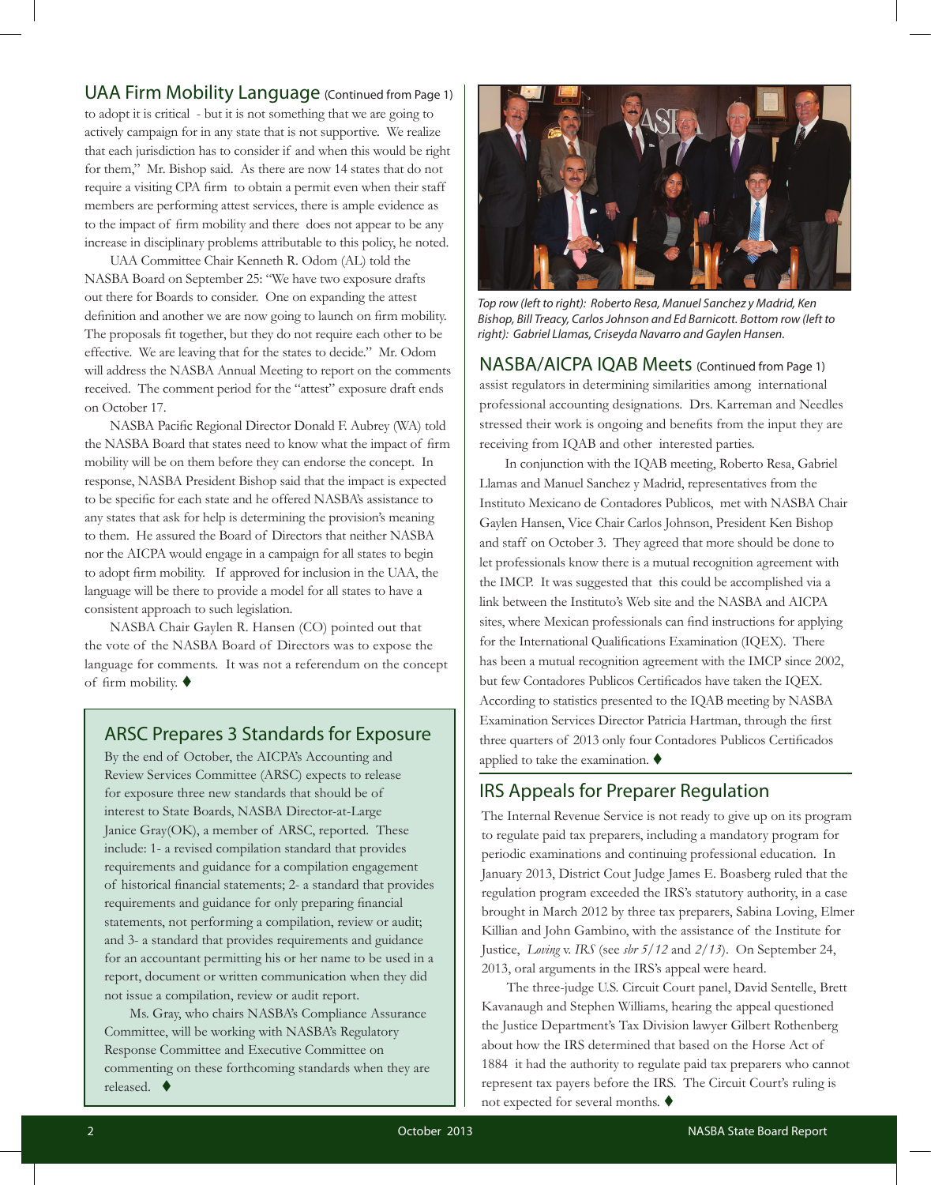## UAA Firm Mobility Language (Continued from Page 1)

to adopt it is critical - but it is not something that we are going to actively campaign for in any state that is not supportive. We realize that each jurisdiction has to consider if and when this would be right for them," Mr. Bishop said. As there are now 14 states that do not require a visiting CPA firm to obtain a permit even when their staff members are performing attest services, there is ample evidence as to the impact of firm mobility and there does not appear to be any increase in disciplinary problems attributable to this policy, he noted.

UAA Committee Chair Kenneth R. Odom (AL) told the NASBA Board on September 25: "We have two exposure drafts out there for Boards to consider. One on expanding the attest definition and another we are now going to launch on firm mobility. The proposals fit together, but they do not require each other to be effective. We are leaving that for the states to decide." Mr. Odom will address the NASBA Annual Meeting to report on the comments received. The comment period for the "attest" exposure draft ends on October 17.

NASBA Pacific Regional Director Donald F. Aubrey (WA) told the NASBA Board that states need to know what the impact of firm mobility will be on them before they can endorse the concept. In response, NASBA President Bishop said that the impact is expected to be specific for each state and he offered NASBA's assistance to any states that ask for help is determining the provision's meaning to them. He assured the Board of Directors that neither NASBA nor the AICPA would engage in a campaign for all states to begin to adopt firm mobility. If approved for inclusion in the UAA, the language will be there to provide a model for all states to have a consistent approach to such legislation.

NASBA Chair Gaylen R. Hansen (CO) pointed out that the vote of the NASBA Board of Directors was to expose the language for comments. It was not a referendum on the concept of firm mobility. ♦

## ARSC Prepares 3 Standards for Exposure

By the end of October, the AICPA's Accounting and Review Services Committee (ARSC) expects to release for exposure three new standards that should be of interest to State Boards, NASBA Director-at-Large Janice Gray(OK), a member of ARSC, reported. These include: 1- a revised compilation standard that provides requirements and guidance for a compilation engagement of historical financial statements; 2- a standard that provides requirements and guidance for only preparing financial statements, not performing a compilation, review or audit; and 3- a standard that provides requirements and guidance for an accountant permitting his or her name to be used in a report, document or written communication when they did not issue a compilation, review or audit report.

Ms. Gray, who chairs NASBA's Compliance Assurance Committee, will be working with NASBA's Regulatory Response Committee and Executive Committee on commenting on these forthcoming standards when they are released. ♦

*Top row (left to right): Roberto Resa, Manuel Sanchez y Madrid, Ken Bishop, Bill Treacy, Carlos Johnson and Ed Barnicott. Bottom row (left to right): Gabriel Llamas, Criseyda Navarro and Gaylen Hansen.*

## NASBA/AICPA IQAB Meets (Continued from Page 1)

assist regulators in determining similarities among international professional accounting designations. Drs. Karreman and Needles stressed their work is ongoing and benefits from the input they are receiving from IQAB and other interested parties.

In conjunction with the IQAB meeting, Roberto Resa, Gabriel Llamas and Manuel Sanchez y Madrid, representatives from the Instituto Mexicano de Contadores Publicos, met with NASBA Chair Gaylen Hansen, Vice Chair Carlos Johnson, President Ken Bishop and staff on October 3. They agreed that more should be done to let professionals know there is a mutual recognition agreement with the IMCP. It was suggested that this could be accomplished via a link between the Instituto's Web site and the NASBA and AICPA sites, where Mexican professionals can find instructions for applying for the International Qualifications Examination (IQEX). There has been a mutual recognition agreement with the IMCP since 2002, but few Contadores Publicos Certificados have taken the IQEX. According to statistics presented to the IQAB meeting by NASBA Examination Services Director Patricia Hartman, through the first three quarters of 2013 only four Contadores Publicos Certificados applied to take the examination. ♦

## IRS Appeals for Preparer Regulation

The Internal Revenue Service is not ready to give up on its program to regulate paid tax preparers, including a mandatory program for periodic examinations and continuing professional education. In January 2013, District Cout Judge James E. Boasberg ruled that the regulation program exceeded the IRS's statutory authority, in a case brought in March 2012 by three tax preparers, Sabina Loving, Elmer Killian and John Gambino, with the assistance of the Institute for Justice, *Loving* v. *IRS* (see *sbr 5/12* and *2/13*). On September 24, 2013, oral arguments in the IRS's appeal were heard.

The three-judge U.S. Circuit Court panel, David Sentelle, Brett Kavanaugh and Stephen Williams, hearing the appeal questioned the Justice Department's Tax Division lawyer Gilbert Rothenberg about how the IRS determined that based on the Horse Act of 1884 it had the authority to regulate paid tax preparers who cannot represent tax payers before the IRS. The Circuit Court's ruling is not expected for several months. ♦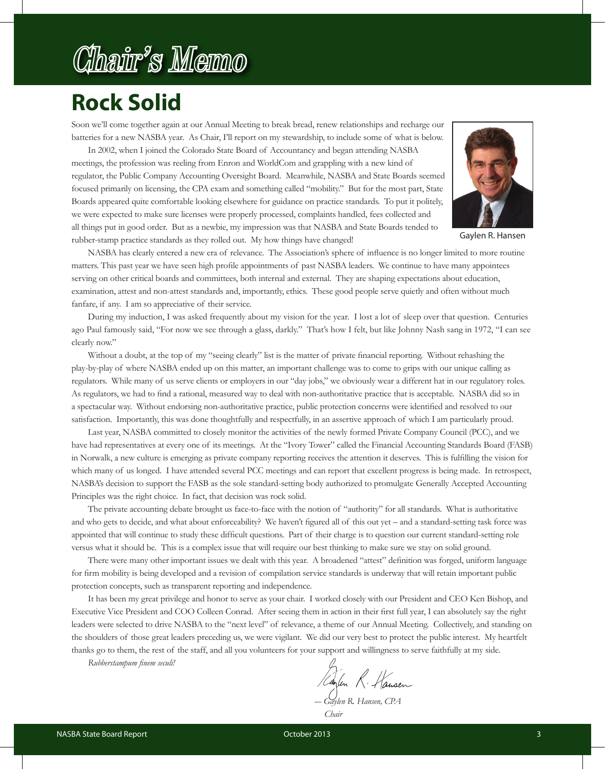# Chair's Memo

## Rock Solid

Soon we'll come together again at our Annual Meeting to break bread, renew relationships and recharge our batteries for a new NASBA year. As Chair, I'll report on my stewardship, to include some of what is below.

In 2002, when I joined the Colorado State Board of Accountancy and began attending NASBA meetings, the profession was reeling from Enron and WorldCom and grappling with a new kind of regulator, the Public Company Accounting Oversight Board. Meanwhile, NASBA and State Boards seemed focused primarily on licensing, the CPA exam and something called "mobility." But for the most part, State Boards appeared quite comfortable looking elsewhere for guidance on practice standards. To put it politely, we were expected to make sure licenses were properly processed, complaints handled, fees collected and all things put in good order. But as a newbie, my impression was that NASBA and State Boards tended to rubber-stamp practice standards as they rolled out. My how things have changed!

Gaylen R. Hansen

NASBA has clearly entered a new era of relevance. The Association's sphere of influence is no longer limited to more routine matters. This past year we have seen high profile appointments of past NASBA leaders. We continue to have many appointees serving on other critical boards and committees, both internal and external. They are shaping expectations about education, examination, attest and non-attest standards and, importantly, ethics. These good people serve quietly and often without much fanfare, if any. I am so appreciative of their service.

During my induction, I was asked frequently about my vision for the year. I lost a lot of sleep over that question. Centuries ago Paul famously said, "For now we see through a glass, darkly." That's how I felt, but like Johnny Nash sang in 1972, "I can see clearly now."

Without a doubt, at the top of my "seeing clearly" list is the matter of private financial reporting. Without rehashing the play-by-play of where NASBA ended up on this matter, an important challenge was to come to grips with our unique calling as regulators. While many of us serve clients or employers in our "day jobs," we obviously wear a different hat in our regulatory roles. As regulators, we had to find a rational, measured way to deal with non-authoritative practice that is acceptable. NASBA did so in a spectacular way. Without endorsing non-authoritative practice, public protection concerns were identified and resolved to our satisfaction. Importantly, this was done thoughtfully and respectfully, in an assertive approach of which I am particularly proud.

Last year, NASBA committed to closely monitor the activities of the newly formed Private Company Council (PCC), and we have had representatives at every one of its meetings. At the "Ivory Tower" called the Financial Accounting Standards Board (FASB) in Norwalk, a new culture is emerging as private company reporting receives the attention it deserves. This is fulfilling the vision for which many of us longed. I have attended several PCC meetings and can report that excellent progress is being made. In retrospect, NASBA's decision to support the FASB as the sole standard-setting body authorized to promulgate Generally Accepted Accounting Principles was the right choice. In fact, that decision was rock solid.

The private accounting debate brought us face-to-face with the notion of "authority" for all standards. What is authoritative and who gets to decide, and what about enforceability? We haven't figured all of this out yet – and a standard-setting task force was appointed that will continue to study these difficult questions. Part of their charge is to question our current standard-setting role versus what it should be. This is a complex issue that will require our best thinking to make sure we stay on solid ground.

There were many other important issues we dealt with this year. A broadened "attest" definition was forged, uniform language for firm mobility is being developed and a revision of compilation service standards is underway that will retain important public protection concepts, such as transparent reporting and independence.

It has been my great privilege and honor to serve as your chair. I worked closely with our President and CEO Ken Bishop, and Executive Vice President and COO Colleen Conrad. After seeing them in action in their first full year, I can absolutely say the right leaders were selected to drive NASBA to the "next level" of relevance, a theme of our Annual Meeting. Collectively, and standing on the shoulders of those great leaders preceding us, we were vigilant. We did our very best to protect the public interest. My heartfelt thanks go to them, the rest of the staff, and all you volunteers for your support and willingness to serve faithfully at my side.

*Rubberstampum finem seculi!*

*— Gaylen R. Hansen, CPA*
*Chair*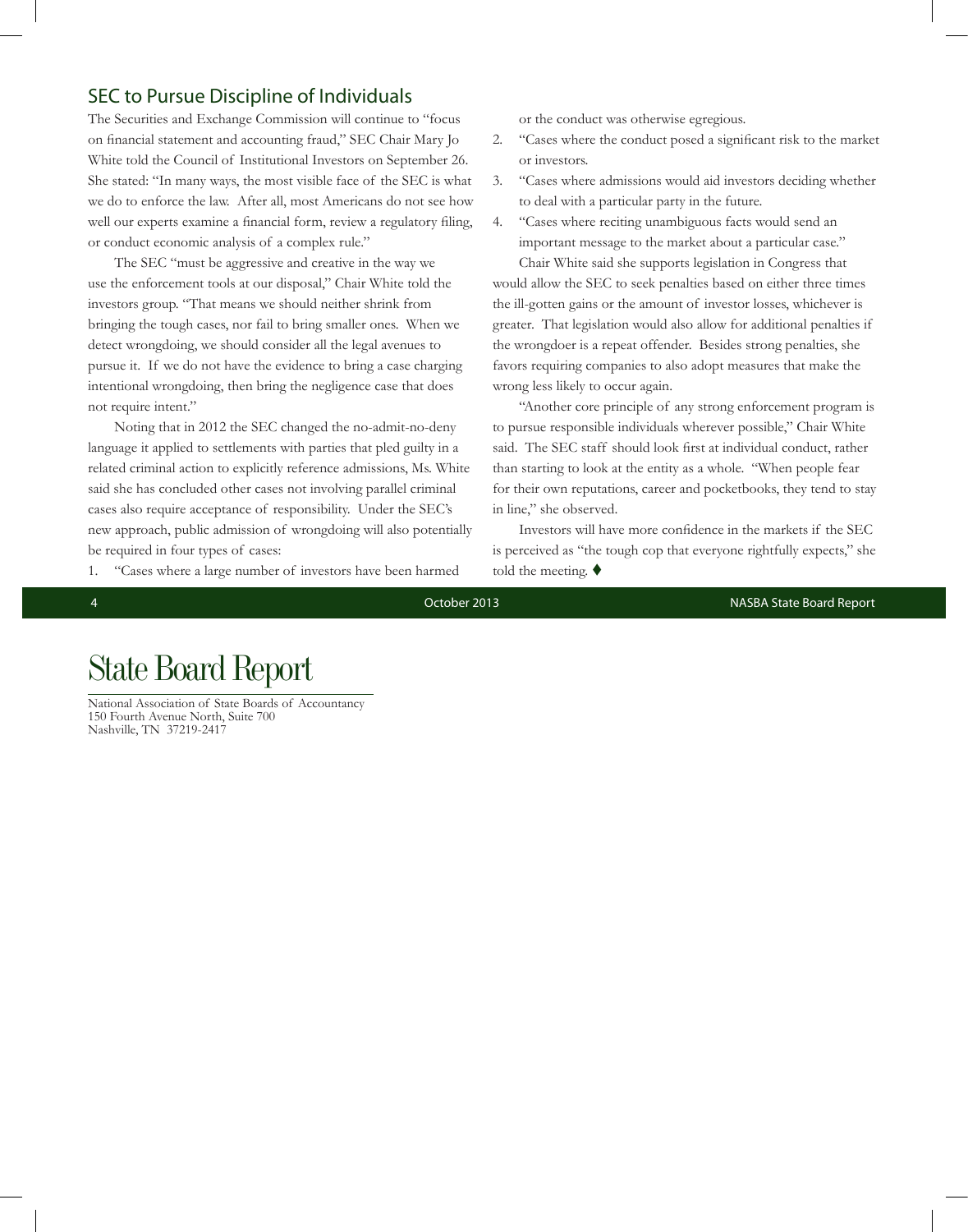## SEC to Pursue Discipline of Individuals

The Securities and Exchange Commission will continue to "focus on financial statement and accounting fraud," SEC Chair Mary Jo White told the Council of Institutional Investors on September 26. She stated: "In many ways, the most visible face of the SEC is what we do to enforce the law. After all, most Americans do not see how well our experts examine a financial form, review a regulatory filing, or conduct economic analysis of a complex rule."

The SEC "must be aggressive and creative in the way we use the enforcement tools at our disposal," Chair White told the investors group. "That means we should neither shrink from bringing the tough cases, nor fail to bring smaller ones. When we detect wrongdoing, we should consider all the legal avenues to pursue it. If we do not have the evidence to bring a case charging intentional wrongdoing, then bring the negligence case that does not require intent."

Noting that in 2012 the SEC changed the no-admit-no-deny language it applied to settlements with parties that pled guilty in a related criminal action to explicitly reference admissions, Ms. White said she has concluded other cases not involving parallel criminal cases also require acceptance of responsibility. Under the SEC's new approach, public admission of wrongdoing will also potentially be required in four types of cases:

1. "Cases where a large number of investors have been harmed or the conduct was otherwise egregious.
2. "Cases where the conduct posed a significant risk to the market or investors.
3. "Cases where admissions would aid investors deciding whether to deal with a particular party in the future.
4. "Cases where reciting unambiguous facts would send an important message to the market about a particular case."

Chair White said she supports legislation in Congress that would allow the SEC to seek penalties based on either three times the ill-gotten gains or the amount of investor losses, whichever is greater. That legislation would also allow for additional penalties if the wrongdoer is a repeat offender. Besides strong penalties, she favors requiring companies to also adopt measures that make the wrong less likely to occur again.

"Another core principle of any strong enforcement program is to pursue responsible individuals wherever possible," Chair White said. The SEC staff should look first at individual conduct, rather than starting to look at the entity as a whole. "When people fear for their own reputations, career and pocketbooks, they tend to stay in line," she observed.

Investors will have more confidence in the markets if the SEC is perceived as "the tough cop that everyone rightfully expects," she told the meeting. ♦

# State Board Report

National Association of State Boards of Accountancy
150 Fourth Avenue North, Suite 700
Nashville, TN 37219-2417